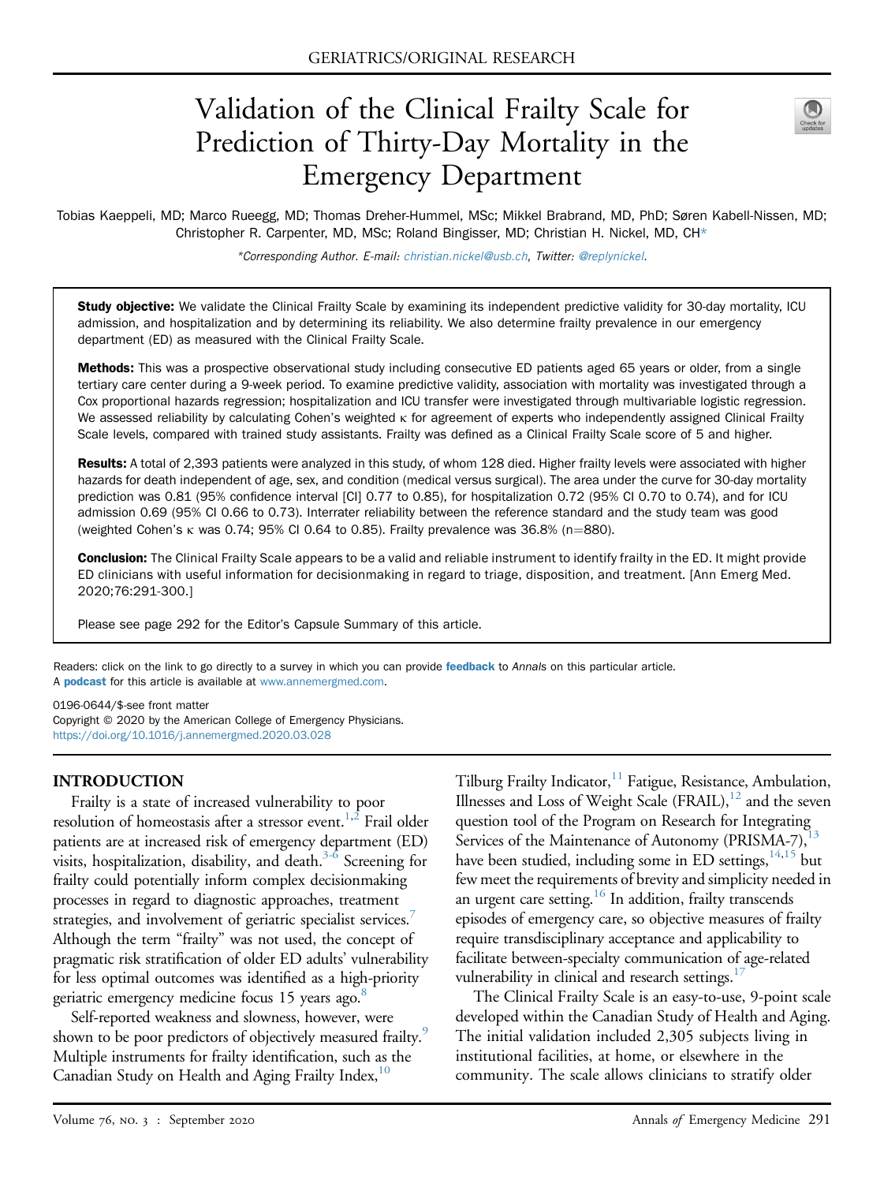GERIATRICS/ORIGINAL RESEARCH

# Validation of the Clinical Frailty Scale for Prediction of Thirty-Day Mortality in the Emergency Department

Tobias Kaeppeli, MD; Marco Rueegg, MD; Thomas Dreher-Hummel, MSc; Mikkel Brabrand, MD, PhD; Søren Kabell-Nissen, MD; Christopher R. Carpenter, MD, MSc; Roland Bingisser, MD; Christian H. Nickel, MD, CH*

*Corresponding Author. E-mail: christian.nickel@usb.ch, Twitter: @replynickel.

**Study objective:** We validate the Clinical Frailty Scale by examining its independent predictive validity for 30-day mortality, ICU admission, and hospitalization and by determining its reliability. We also determine frailty prevalence in our emergency department (ED) as measured with the Clinical Frailty Scale.

**Methods:** This was a prospective observational study including consecutive ED patients aged 65 years or older, from a single tertiary care center during a 9-week period. To examine predictive validity, association with mortality was investigated through a Cox proportional hazards regression; hospitalization and ICU transfer were investigated through multivariable logistic regression. We assessed reliability by calculating Cohen's weighted κ for agreement of experts who independently assigned Clinical Frailty Scale levels, compared with trained study assistants. Frailty was defined as a Clinical Frailty Scale score of 5 and higher.

**Results:** A total of 2,393 patients were analyzed in this study, of whom 128 died. Higher frailty levels were associated with higher hazards for death independent of age, sex, and condition (medical versus surgical). The area under the curve for 30-day mortality prediction was 0.81 (95% confidence interval [CI] 0.77 to 0.85), for hospitalization 0.72 (95% CI 0.70 to 0.74), and for ICU admission 0.69 (95% CI 0.66 to 0.73). Interrater reliability between the reference standard and the study team was good (weighted Cohen's κ was 0.74; 95% CI 0.64 to 0.85). Frailty prevalence was 36.8% (n=880).

**Conclusion:** The Clinical Frailty Scale appears to be a valid and reliable instrument to identify frailty in the ED. It might provide ED clinicians with useful information for decisionmaking in regard to triage, disposition, and treatment. [Ann Emerg Med. 2020;76:291-300.]

Please see page 292 for the Editor's Capsule Summary of this article.

Readers: click on the link to go directly to a survey in which you can provide **feedback** to *Annals* on this particular article.
A **podcast** for this article is available at www.annemergmed.com.

0196-0644/$-see front matter
Copyright © 2020 by the American College of Emergency Physicians.
https://doi.org/10.1016/j.annemergmed.2020.03.028

## INTRODUCTION

Frailty is a state of increased vulnerability to poor resolution of homeostasis after a stressor event.[1,2] Frail older patients are at increased risk of emergency department (ED) visits, hospitalization, disability, and death.[3-6] Screening for frailty could potentially inform complex decisionmaking processes in regard to diagnostic approaches, treatment strategies, and involvement of geriatric specialist services.[7] Although the term "frailty" was not used, the concept of pragmatic risk stratification of older ED adults' vulnerability for less optimal outcomes was identified as a high-priority geriatric emergency medicine focus 15 years ago.[8]

Self-reported weakness and slowness, however, were shown to be poor predictors of objectively measured frailty.[9] Multiple instruments for frailty identification, such as the Canadian Study on Health and Aging Frailty Index,[10] Tilburg Frailty Indicator,[11] Fatigue, Resistance, Ambulation, Illnesses and Loss of Weight Scale (FRAIL),[12] and the seven question tool of the Program on Research for Integrating Services of the Maintenance of Autonomy (PRISMA-7),[13] have been studied, including some in ED settings,[14,15] but few meet the requirements of brevity and simplicity needed in an urgent care setting.[16] In addition, frailty transcends episodes of emergency care, so objective measures of frailty require transdisciplinary acceptance and applicability to facilitate between-specialty communication of age-related vulnerability in clinical and research settings.[17]

The Clinical Frailty Scale is an easy-to-use, 9-point scale developed within the Canadian Study of Health and Aging. The initial validation included 2,305 subjects living in institutional facilities, at home, or elsewhere in the community. The scale allows clinicians to stratify older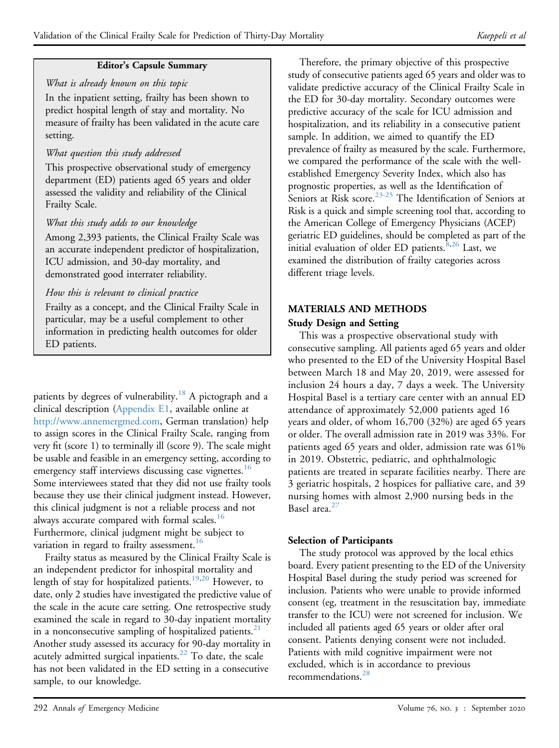**Editor's Capsule Summary**

*What is already known on this topic*

In the inpatient setting, frailty has been shown to predict hospital length of stay and mortality. No measure of frailty has been validated in the acute care setting.

*What question this study addressed*

This prospective observational study of emergency department (ED) patients aged 65 years and older assessed the validity and reliability of the Clinical Frailty Scale.

*What this study adds to our knowledge*

Among 2,393 patients, the Clinical Frailty Scale was an accurate independent predictor of hospitalization, ICU admission, and 30-day mortality, and demonstrated good interrater reliability.

*How this is relevant to clinical practice*

Frailty as a concept, and the Clinical Frailty Scale in particular, may be a useful complement to other information in predicting health outcomes for older ED patients.

patients by degrees of vulnerability.[18] A pictograph and a clinical description (Appendix E1, available online at http://www.annemergmed.com, German translation) help to assign scores in the Clinical Frailty Scale, ranging from very fit (score 1) to terminally ill (score 9). The scale might be usable and feasible in an emergency setting, according to emergency staff interviews discussing case vignettes.[16] Some interviewees stated that they did not use frailty tools because they use their clinical judgment instead. However, this clinical judgment is not a reliable process and not always accurate compared with formal scales.[16] Furthermore, clinical judgment might be subject to variation in regard to frailty assessment.[16]

Frailty status as measured by the Clinical Frailty Scale is an independent predictor for inhospital mortality and length of stay for hospitalized patients.[19,20] However, to date, only 2 studies have investigated the predictive value of the scale in the acute care setting. One retrospective study examined the scale in regard to 30-day inpatient mortality in a nonconsecutive sampling of hospitalized patients.[21] Another study assessed its accuracy for 90-day mortality in acutely admitted surgical inpatients.[22] To date, the scale has not been validated in the ED setting in a consecutive sample, to our knowledge.

Therefore, the primary objective of this prospective study of consecutive patients aged 65 years and older was to validate predictive accuracy of the Clinical Frailty Scale in the ED for 30-day mortality. Secondary outcomes were predictive accuracy of the scale for ICU admission and hospitalization, and its reliability in a consecutive patient sample. In addition, we aimed to quantify the ED prevalence of frailty as measured by the scale. Furthermore, we compared the performance of the scale with the well-established Emergency Severity Index, which also has prognostic properties, as well as the Identification of Seniors at Risk score.[23-25] The Identification of Seniors at Risk is a quick and simple screening tool that, according to the American College of Emergency Physicians (ACEP) geriatric ED guidelines, should be completed as part of the initial evaluation of older ED patients.[8,26] Last, we examined the distribution of frailty categories across different triage levels.

## MATERIALS AND METHODS

### Study Design and Setting

This was a prospective observational study with consecutive sampling. All patients aged 65 years and older who presented to the ED of the University Hospital Basel between March 18 and May 20, 2019, were assessed for inclusion 24 hours a day, 7 days a week. The University Hospital Basel is a tertiary care center with an annual ED attendance of approximately 52,000 patients aged 16 years and older, of whom 16,700 (32%) are aged 65 years or older. The overall admission rate in 2019 was 33%. For patients aged 65 years and older, admission rate was 61% in 2019. Obstetric, pediatric, and ophthalmologic patients are treated in separate facilities nearby. There are 3 geriatric hospitals, 2 hospices for palliative care, and 39 nursing homes with almost 2,900 nursing beds in the Basel area.[27]

### Selection of Participants

The study protocol was approved by the local ethics board. Every patient presenting to the ED of the University Hospital Basel during the study period was screened for inclusion. Patients who were unable to provide informed consent (eg, treatment in the resuscitation bay, immediate transfer to the ICU) were not screened for inclusion. We included all patients aged 65 years or older after oral consent. Patients denying consent were not included. Patients with mild cognitive impairment were not excluded, which is in accordance to previous recommendations.[28]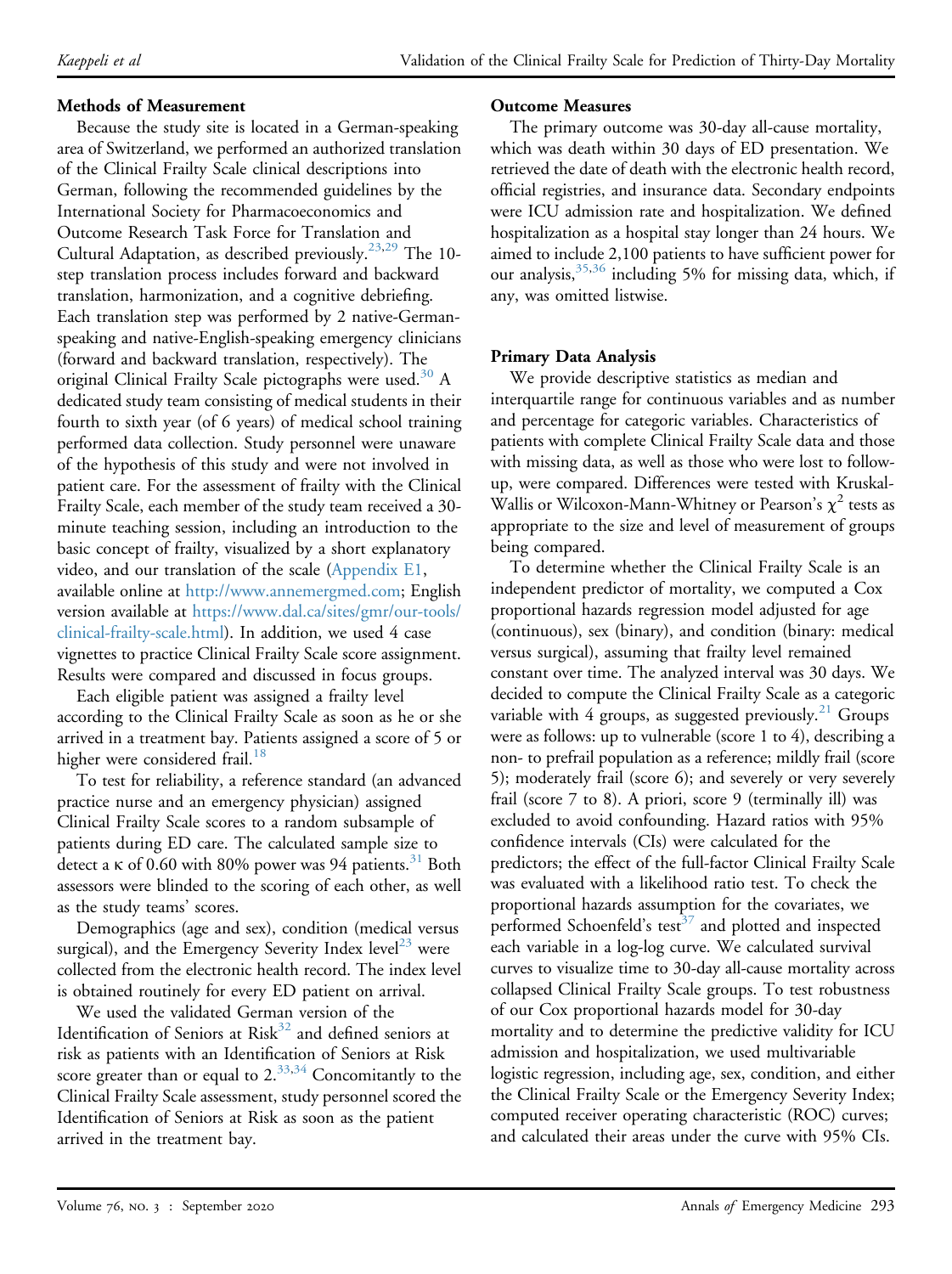### Methods of Measurement

Because the study site is located in a German-speaking area of Switzerland, we performed an authorized translation of the Clinical Frailty Scale clinical descriptions into German, following the recommended guidelines by the International Society for Pharmacoeconomics and Outcome Research Task Force for Translation and Cultural Adaptation, as described previously.[23,29] The 10-step translation process includes forward and backward translation, harmonization, and a cognitive debriefing. Each translation step was performed by 2 native-German-speaking and native-English-speaking emergency clinicians (forward and backward translation, respectively). The original Clinical Frailty Scale pictographs were used.[30] A dedicated study team consisting of medical students in their fourth to sixth year (of 6 years) of medical school training performed data collection. Study personnel were unaware of the hypothesis of this study and were not involved in patient care. For the assessment of frailty with the Clinical Frailty Scale, each member of the study team received a 30-minute teaching session, including an introduction to the basic concept of frailty, visualized by a short explanatory video, and our translation of the scale (Appendix E1, available online at http://www.annemergmed.com; English version available at https://www.dal.ca/sites/gmr/our-tools/clinical-frailty-scale.html). In addition, we used 4 case vignettes to practice Clinical Frailty Scale score assignment. Results were compared and discussed in focus groups.

Each eligible patient was assigned a frailty level according to the Clinical Frailty Scale as soon as he or she arrived in a treatment bay. Patients assigned a score of 5 or higher were considered frail.[18]

To test for reliability, a reference standard (an advanced practice nurse and an emergency physician) assigned Clinical Frailty Scale scores to a random subsample of patients during ED care. The calculated sample size to detect a κ of 0.60 with 80% power was 94 patients.[31] Both assessors were blinded to the scoring of each other, as well as the study teams' scores.

Demographics (age and sex), condition (medical versus surgical), and the Emergency Severity Index level[23] were collected from the electronic health record. The index level is obtained routinely for every ED patient on arrival.

We used the validated German version of the Identification of Seniors at Risk[32] and defined seniors at risk as patients with an Identification of Seniors at Risk score greater than or equal to 2.[33,34] Concomitantly to the Clinical Frailty Scale assessment, study personnel scored the Identification of Seniors at Risk as soon as the patient arrived in the treatment bay.

### Outcome Measures

The primary outcome was 30-day all-cause mortality, which was death within 30 days of ED presentation. We retrieved the date of death with the electronic health record, official registries, and insurance data. Secondary endpoints were ICU admission rate and hospitalization. We defined hospitalization as a hospital stay longer than 24 hours. We aimed to include 2,100 patients to have sufficient power for our analysis,[35,36] including 5% for missing data, which, if any, was omitted listwise.

### Primary Data Analysis

We provide descriptive statistics as median and interquartile range for continuous variables and as number and percentage for categoric variables. Characteristics of patients with complete Clinical Frailty Scale data and those with missing data, as well as those who were lost to follow-up, were compared. Differences were tested with Kruskal-Wallis or Wilcoxon-Mann-Whitney or Pearson's $\chi^2$ tests as appropriate to the size and level of measurement of groups being compared.

To determine whether the Clinical Frailty Scale is an independent predictor of mortality, we computed a Cox proportional hazards regression model adjusted for age (continuous), sex (binary), and condition (binary: medical versus surgical), assuming that frailty level remained constant over time. The analyzed interval was 30 days. We decided to compute the Clinical Frailty Scale as a categoric variable with 4 groups, as suggested previously.[21] Groups were as follows: up to vulnerable (score 1 to 4), describing a non- to prefrail population as a reference; mildly frail (score 5); moderately frail (score 6); and severely or very severely frail (score 7 to 8). A priori, score 9 (terminally ill) was excluded to avoid confounding. Hazard ratios with 95% confidence intervals (CIs) were calculated for the predictors; the effect of the full-factor Clinical Frailty Scale was evaluated with a likelihood ratio test. To check the proportional hazards assumption for the covariates, we performed Schoenfeld's test[37] and plotted and inspected each variable in a log-log curve. We calculated survival curves to visualize time to 30-day all-cause mortality across collapsed Clinical Frailty Scale groups. To test robustness of our Cox proportional hazards model for 30-day mortality and to determine the predictive validity for ICU admission and hospitalization, we used multivariable logistic regression, including age, sex, condition, and either the Clinical Frailty Scale or the Emergency Severity Index; computed receiver operating characteristic (ROC) curves; and calculated their areas under the curve with 95% CIs.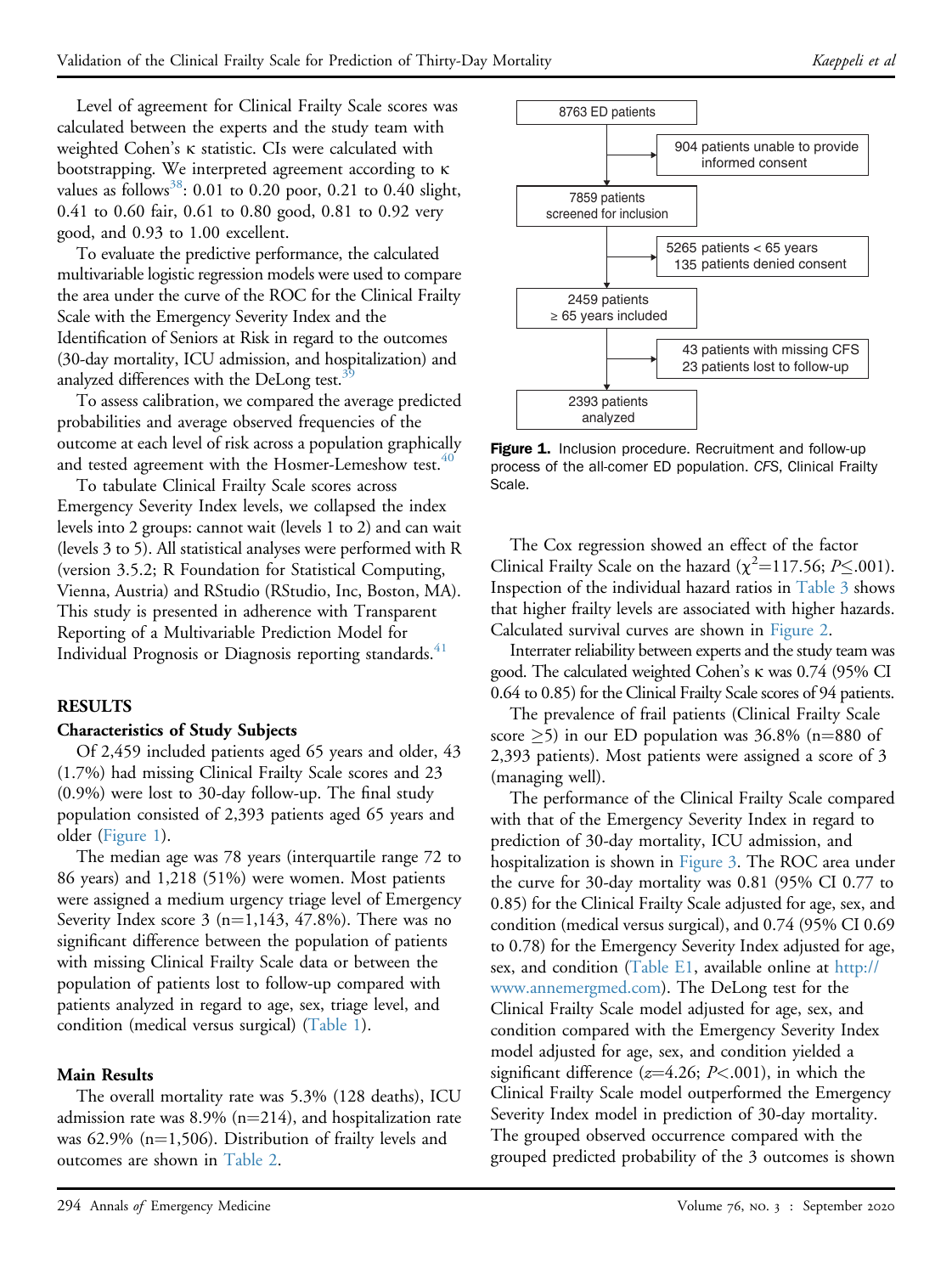Level of agreement for Clinical Frailty Scale scores was calculated between the experts and the study team with weighted Cohen's κ statistic. CIs were calculated with bootstrapping. We interpreted agreement according to κ values as follows[38]: 0.01 to 0.20 poor, 0.21 to 0.40 slight, 0.41 to 0.60 fair, 0.61 to 0.80 good, 0.81 to 0.92 very good, and 0.93 to 1.00 excellent.

To evaluate the predictive performance, the calculated multivariable logistic regression models were used to compare the area under the curve of the ROC for the Clinical Frailty Scale with the Emergency Severity Index and the Identification of Seniors at Risk in regard to the outcomes (30-day mortality, ICU admission, and hospitalization) and analyzed differences with the DeLong test.[39]

To assess calibration, we compared the average predicted probabilities and average observed frequencies of the outcome at each level of risk across a population graphically and tested agreement with the Hosmer-Lemeshow test.[40]

To tabulate Clinical Frailty Scale scores across Emergency Severity Index levels, we collapsed the index levels into 2 groups: cannot wait (levels 1 to 2) and can wait (levels 3 to 5). All statistical analyses were performed with R (version 3.5.2; R Foundation for Statistical Computing, Vienna, Austria) and RStudio (RStudio, Inc, Boston, MA). This study is presented in adherence with Transparent Reporting of a Multivariable Prediction Model for Individual Prognosis or Diagnosis reporting standards.[41]

## RESULTS

### Characteristics of Study Subjects

Of 2,459 included patients aged 65 years and older, 43 (1.7%) had missing Clinical Frailty Scale scores and 23 (0.9%) were lost to 30-day follow-up. The final study population consisted of 2,393 patients aged 65 years and older (Figure 1).

The median age was 78 years (interquartile range 72 to 86 years) and 1,218 (51%) were women. Most patients were assigned a medium urgency triage level of Emergency Severity Index score 3 (n=1,143, 47.8%). There was no significant difference between the population of patients with missing Clinical Frailty Scale data or between the population of patients lost to follow-up compared with patients analyzed in regard to age, sex, triage level, and condition (medical versus surgical) (Table 1).

### Main Results

The overall mortality rate was 5.3% (128 deaths), ICU admission rate was 8.9% (n=214), and hospitalization rate was 62.9% (n=1,506). Distribution of frailty levels and outcomes are shown in Table 2.

8763 ED patients → 904 patients unable to provide informed consent

7859 patients screened for inclusion → 5265 patients < 65 years; 135 patients denied consent

2459 patients ≥ 65 years included → 43 patients with missing CFS; 23 patients lost to follow-up

2393 patients analyzed

**Figure 1.** Inclusion procedure. Recruitment and follow-up process of the all-comer ED population. *CFS*, Clinical Frailty Scale.

The Cox regression showed an effect of the factor Clinical Frailty Scale on the hazard ($\chi^2$=117.56; $P\leq$.001). Inspection of the individual hazard ratios in Table 3 shows that higher frailty levels are associated with higher hazards. Calculated survival curves are shown in Figure 2.

Interrater reliability between experts and the study team was good. The calculated weighted Cohen's κ was 0.74 (95% CI 0.64 to 0.85) for the Clinical Frailty Scale scores of 94 patients.

The prevalence of frail patients (Clinical Frailty Scale score ≥5) in our ED population was 36.8% (n=880 of 2,393 patients). Most patients were assigned a score of 3 (managing well).

The performance of the Clinical Frailty Scale compared with that of the Emergency Severity Index in regard to prediction of 30-day mortality, ICU admission, and hospitalization is shown in Figure 3. The ROC area under the curve for 30-day mortality was 0.81 (95% CI 0.77 to 0.85) for the Clinical Frailty Scale adjusted for age, sex, and condition (medical versus surgical), and 0.74 (95% CI 0.69 to 0.78) for the Emergency Severity Index adjusted for age, sex, and condition (Table E1, available online at http://www.annemergmed.com). The DeLong test for the Clinical Frailty Scale model adjusted for age, sex, and condition compared with the Emergency Severity Index model adjusted for age, sex, and condition yielded a significant difference ($z$=4.26; $P<$.001), in which the Clinical Frailty Scale model outperformed the Emergency Severity Index model in prediction of 30-day mortality. The grouped observed occurrence compared with the grouped predicted probability of the 3 outcomes is shown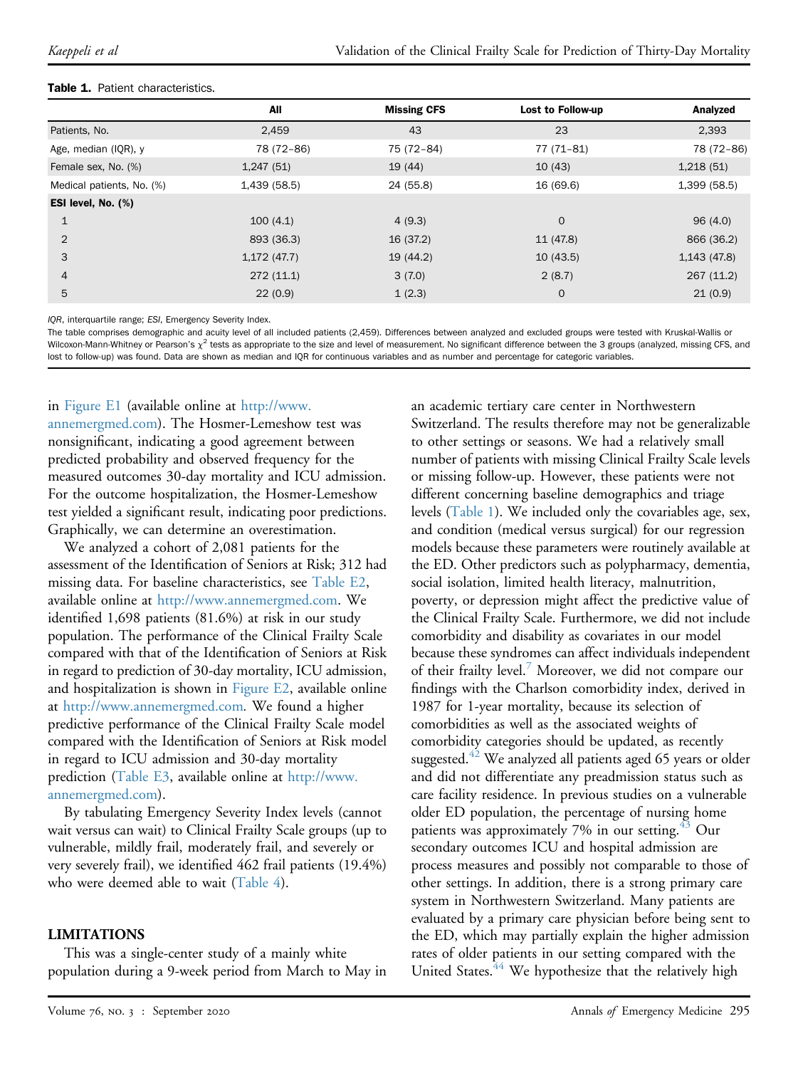**Table 1.** Patient characteristics.

| | All | Missing CFS | Lost to Follow-up | Analyzed |
|---|---|---|---|---|
| Patients, No. | 2,459 | 43 | 23 | 2,393 |
| Age, median (IQR), y | 78 (72–86) | 75 (72–84) | 77 (71–81) | 78 (72–86) |
| Female sex, No. (%) | 1,247 (51) | 19 (44) | 10 (43) | 1,218 (51) |
| Medical patients, No. (%) | 1,439 (58.5) | 24 (55.8) | 16 (69.6) | 1,399 (58.5) |
| **ESI level, No. (%)** | | | | |
| 1 | 100 (4.1) | 4 (9.3) | 0 | 96 (4.0) |
| 2 | 893 (36.3) | 16 (37.2) | 11 (47.8) | 866 (36.2) |
| 3 | 1,172 (47.7) | 19 (44.2) | 10 (43.5) | 1,143 (47.8) |
| 4 | 272 (11.1) | 3 (7.0) | 2 (8.7) | 267 (11.2) |
| 5 | 22 (0.9) | 1 (2.3) | 0 | 21 (0.9) |

*IQR*, interquartile range; *ESI*, Emergency Severity Index.
The table comprises demographic and acuity level of all included patients (2,459). Differences between analyzed and excluded groups were tested with Kruskal-Wallis or Wilcoxon-Mann-Whitney or Pearson's $\chi^2$ tests as appropriate to the size and level of measurement. No significant difference between the 3 groups (analyzed, missing CFS, and lost to follow-up) was found. Data are shown as median and IQR for continuous variables and as number and percentage for categoric variables.

in Figure E1 (available online at http://www.annemergmed.com). The Hosmer-Lemeshow test was nonsignificant, indicating a good agreement between predicted probability and observed frequency for the measured outcomes 30-day mortality and ICU admission. For the outcome hospitalization, the Hosmer-Lemeshow test yielded a significant result, indicating poor predictions. Graphically, we can determine an overestimation.

We analyzed a cohort of 2,081 patients for the assessment of the Identification of Seniors at Risk; 312 had missing data. For baseline characteristics, see Table E2, available online at http://www.annemergmed.com. We identified 1,698 patients (81.6%) at risk in our study population. The performance of the Clinical Frailty Scale compared with that of the Identification of Seniors at Risk in regard to prediction of 30-day mortality, ICU admission, and hospitalization is shown in Figure E2, available online at http://www.annemergmed.com. We found a higher predictive performance of the Clinical Frailty Scale model compared with the Identification of Seniors at Risk model in regard to ICU admission and 30-day mortality prediction (Table E3, available online at http://www.annemergmed.com).

By tabulating Emergency Severity Index levels (cannot wait versus can wait) to Clinical Frailty Scale groups (up to vulnerable, mildly frail, moderately frail, and severely or very severely frail), we identified 462 frail patients (19.4%) who were deemed able to wait (Table 4).

## LIMITATIONS

This was a single-center study of a mainly white population during a 9-week period from March to May in an academic tertiary care center in Northwestern Switzerland. The results therefore may not be generalizable to other settings or seasons. We had a relatively small number of patients with missing Clinical Frailty Scale levels or missing follow-up. However, these patients were not different concerning baseline demographics and triage levels (Table 1). We included only the covariables age, sex, and condition (medical versus surgical) for our regression models because these parameters were routinely available at the ED. Other predictors such as polypharmacy, dementia, social isolation, limited health literacy, malnutrition, poverty, or depression might affect the predictive value of the Clinical Frailty Scale. Furthermore, we did not include comorbidity and disability as covariates in our model because these syndromes can affect individuals independent of their frailty level.[7] Moreover, we did not compare our findings with the Charlson comorbidity index, derived in 1987 for 1-year mortality, because its selection of comorbidities as well as the associated weights of comorbidity categories should be updated, as recently suggested.[42] We analyzed all patients aged 65 years or older and did not differentiate any preadmission status such as care facility residence. In previous studies on a vulnerable older ED population, the percentage of nursing home patients was approximately 7% in our setting.[43] Our secondary outcomes ICU and hospital admission are process measures and possibly not comparable to those of other settings. In addition, there is a strong primary care system in Northwestern Switzerland. Many patients are evaluated by a primary care physician before being sent to the ED, which may partially explain the higher admission rates of older patients in our setting compared with the United States.[44] We hypothesize that the relatively high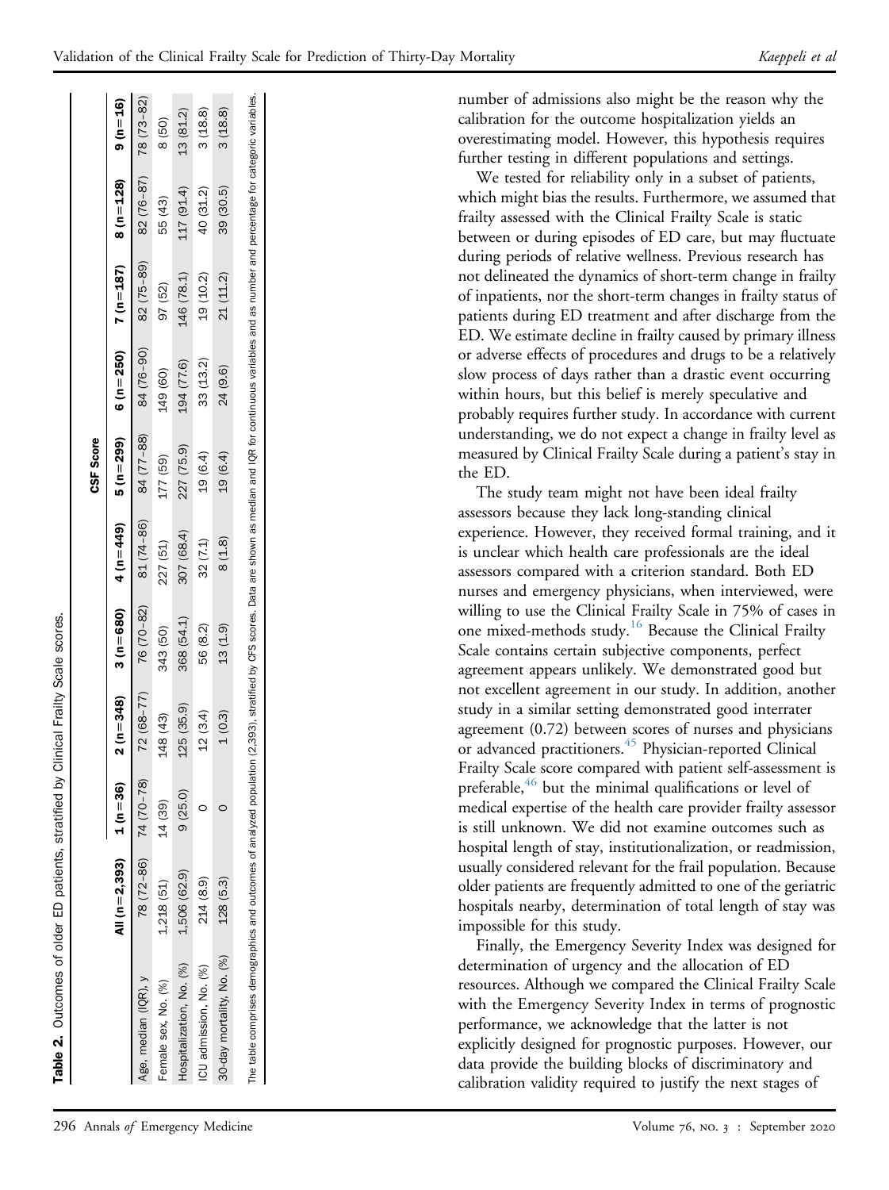**Table 2.** Outcomes of older ED patients, stratified by Clinical Frailty Scale scores.

| | All (n=2,393) | CSF Score | | | | | | | | |
|---|---|---|---|---|---|---|---|---|---|---|
| | | 1 (n=36) | 2 (n=348) | 3 (n=680) | 4 (n=449) | 5 (n=299) | 6 (n=250) | 7 (n=187) | 8 (n=128) | 9 (n=16) |
| Age, median (IQR), y | 78 (72–86) | 74 (70–78) | 72 (68–77) | 76 (70–82) | 81 (74–86) | 84 (77–88) | 84 (76–90) | 82 (75–89) | 82 (76–87) | 78 (73–82) |
| Female sex, No. (%) | 1,218 (51) | 14 (39) | 148 (43) | 343 (50) | 227 (51) | 177 (59) | 149 (60) | 97 (52) | 55 (43) | 8 (50) |
| Hospitalization, No. (%) | 1,506 (62.9) | 9 (25.0) | 125 (35.9) | 368 (54.1) | 307 (68.4) | 227 (75.9) | 194 (77.6) | 146 (78.1) | 117 (91.4) | 13 (81.2) |
| ICU admission, No. (%) | 214 (8.9) | 0 | 12 (3.4) | 56 (8.2) | 32 (7.1) | 19 (6.4) | 33 (13.2) | 19 (10.2) | 40 (31.2) | 3 (18.8) |
| 30-day mortality, No. (%) | 128 (5.3) | 0 | 1 (0.3) | 13 (1.9) | 8 (1.8) | 19 (6.4) | 24 (9.6) | 21 (11.2) | 39 (30.5) | 3 (18.8) |

The table comprises demographics and outcomes of analyzed population (2,393), stratified by CFS scores. Data are shown as median and IQR for continuous variables and as number and percentage for categoric variables.

number of admissions also might be the reason why the calibration for the outcome hospitalization yields an overestimating model. However, this hypothesis requires further testing in different populations and settings.

We tested for reliability only in a subset of patients, which might bias the results. Furthermore, we assumed that frailty assessed with the Clinical Frailty Scale is static between or during episodes of ED care, but may fluctuate during periods of relative wellness. Previous research has not delineated the dynamics of short-term change in frailty of inpatients, nor the short-term changes in frailty status of patients during ED treatment and after discharge from the ED. We estimate decline in frailty caused by primary illness or adverse effects of procedures and drugs to be a relatively slow process of days rather than a drastic event occurring within hours, but this belief is merely speculative and probably requires further study. In accordance with current understanding, we do not expect a change in frailty level as measured by Clinical Frailty Scale during a patient's stay in the ED.

The study team might not have been ideal frailty assessors because they lack long-standing clinical experience. However, they received formal training, and it is unclear which health care professionals are the ideal assessors compared with a criterion standard. Both ED nurses and emergency physicians, when interviewed, were willing to use the Clinical Frailty Scale in 75% of cases in one mixed-methods study.[16] Because the Clinical Frailty Scale contains certain subjective components, perfect agreement appears unlikely. We demonstrated good but not excellent agreement in our study. In addition, another study in a similar setting demonstrated good interrater agreement (0.72) between scores of nurses and physicians or advanced practitioners.[45] Physician-reported Clinical Frailty Scale score compared with patient self-assessment is preferable,[46] but the minimal qualifications or level of medical expertise of the health care provider frailty assessor is still unknown. We did not examine outcomes such as hospital length of stay, institutionalization, or readmission, usually considered relevant for the frail population. Because older patients are frequently admitted to one of the geriatric hospitals nearby, determination of total length of stay was impossible for this study.

Finally, the Emergency Severity Index was designed for determination of urgency and the allocation of ED resources. Although we compared the Clinical Frailty Scale with the Emergency Severity Index in terms of prognostic performance, we acknowledge that the latter is not explicitly designed for prognostic purposes. However, our data provide the building blocks of discriminatory and calibration validity required to justify the next stages of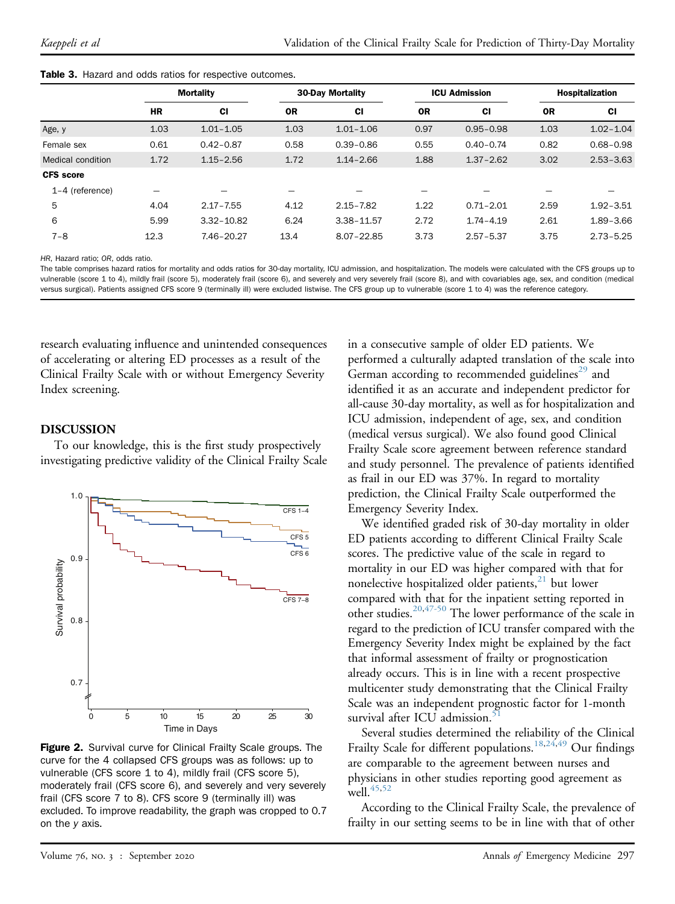**Table 3.** Hazard and odds ratios for respective outcomes.

| | Mortality | | 30-Day Mortality | | ICU Admission | | Hospitalization | |
|---|---|---|---|---|---|---|---|---|
| | HR | CI | OR | CI | OR | CI | OR | CI |
| Age, y | 1.03 | 1.01–1.05 | 1.03 | 1.01–1.06 | 0.97 | 0.95–0.98 | 1.03 | 1.02–1.04 |
| Female sex | 0.61 | 0.42–0.87 | 0.58 | 0.39–0.86 | 0.55 | 0.40–0.74 | 0.82 | 0.68–0.98 |
| Medical condition | 1.72 | 1.15–2.56 | 1.72 | 1.14–2.66 | 1.88 | 1.37–2.62 | 3.02 | 2.53–3.63 |
| **CFS score** | | | | | | | | |
| 1–4 (reference) | – | – | – | – | – | – | – | – |
| 5 | 4.04 | 2.17–7.55 | 4.12 | 2.15–7.82 | 1.22 | 0.71–2.01 | 2.59 | 1.92–3.51 |
| 6 | 5.99 | 3.32–10.82 | 6.24 | 3.38–11.57 | 2.72 | 1.74–4.19 | 2.61 | 1.89–3.66 |
| 7–8 | 12.3 | 7.46–20.27 | 13.4 | 8.07–22.85 | 3.73 | 2.57–5.37 | 3.75 | 2.73–5.25 |

*HR*, Hazard ratio; *OR*, odds ratio.

The table comprises hazard ratios for mortality and odds ratios for 30-day mortality, ICU admission, and hospitalization. The models were calculated with the CFS groups up to vulnerable (score 1 to 4), mildly frail (score 5), moderately frail (score 6), and severely and very severely frail (score 8), and with covariables age, sex, and condition (medical versus surgical). Patients assigned CFS score 9 (terminally ill) were excluded listwise. The CFS group up to vulnerable (score 1 to 4) was the reference category.

research evaluating influence and unintended consequences of accelerating or altering ED processes as a result of the Clinical Frailty Scale with or without Emergency Severity Index screening.

## DISCUSSION

To our knowledge, this is the first study prospectively investigating predictive validity of the Clinical Frailty Scale in a consecutive sample of older ED patients. We performed a culturally adapted translation of the scale into German according to recommended guidelines[29] and identified it as an accurate and independent predictor for all-cause 30-day mortality, as well as for hospitalization and ICU admission, independent of age, sex, and condition (medical versus surgical). We also found good Clinical Frailty Scale score agreement between reference standard and study personnel. The prevalence of patients identified as frail in our ED was 37%. In regard to mortality prediction, the Clinical Frailty Scale outperformed the Emergency Severity Index.

Survival probability
1.0
0.9
0.8
0.7
CFS 1–4
CFS 5
CFS 6
CFS 7–8
0 5 10 15 20 25 30
Time in Days

**Figure 2.** Survival curve for Clinical Frailty Scale groups. The curve for the 4 collapsed CFS groups was as follows: up to vulnerable (CFS score 1 to 4), mildly frail (CFS score 5), moderately frail (CFS score 6), and severely and very severely frail (CFS score 7 to 8). CFS score 9 (terminally ill) was excluded. To improve readability, the graph was cropped to 0.7 on the *y* axis.

We identified graded risk of 30-day mortality in older ED patients according to different Clinical Frailty Scale scores. The predictive value of the scale in regard to mortality in our ED was higher compared with that for nonelective hospitalized older patients,[21] but lower compared with that for the inpatient setting reported in other studies.[20,47-50] The lower performance of the scale in regard to the prediction of ICU transfer compared with the Emergency Severity Index might be explained by the fact that informal assessment of frailty or prognostication already occurs. This is in line with a recent prospective multicenter study demonstrating that the Clinical Frailty Scale was an independent prognostic factor for 1-month survival after ICU admission.[51]

Several studies determined the reliability of the Clinical Frailty Scale for different populations.[18,24,49] Our findings are comparable to the agreement between nurses and physicians in other studies reporting good agreement as well.[45,52]

According to the Clinical Frailty Scale, the prevalence of frailty in our setting seems to be in line with that of other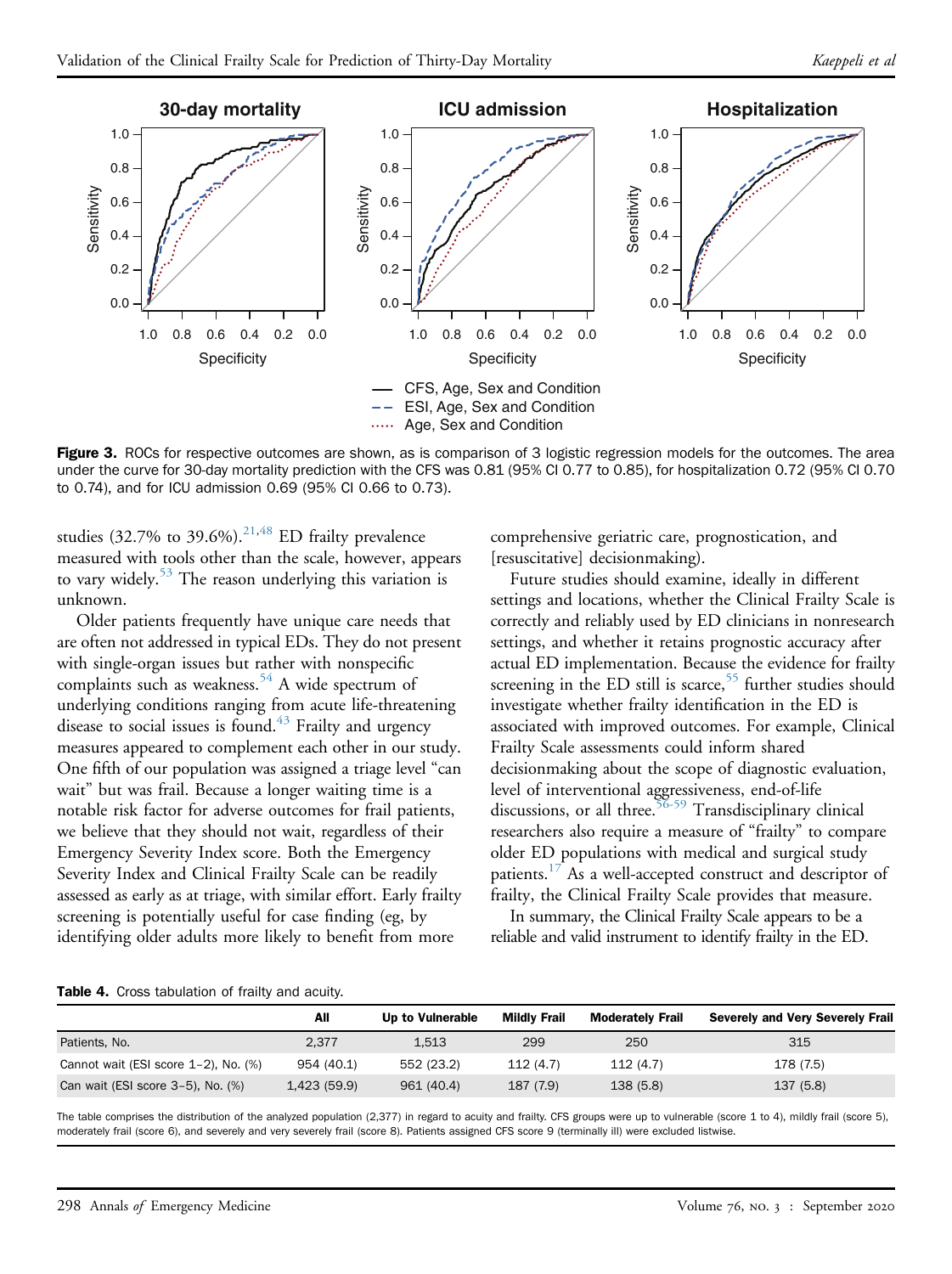30-day mortality

ICU admission

Hospitalization

Sensitivity

Specificity

1.0 0.8 0.6 0.4 0.2 0.0

CFS, Age, Sex and Condition

ESI, Age, Sex and Condition

Age, Sex and Condition

**Figure 3.** ROCs for respective outcomes are shown, as is comparison of 3 logistic regression models for the outcomes. The area under the curve for 30-day mortality prediction with the CFS was 0.81 (95% CI 0.77 to 0.85), for hospitalization 0.72 (95% CI 0.70 to 0.74), and for ICU admission 0.69 (95% CI 0.66 to 0.73).

studies (32.7% to 39.6%).[21,48] ED frailty prevalence measured with tools other than the scale, however, appears to vary widely.[53] The reason underlying this variation is unknown.

Older patients frequently have unique care needs that are often not addressed in typical EDs. They do not present with single-organ issues but rather with nonspecific complaints such as weakness.[54] A wide spectrum of underlying conditions ranging from acute life-threatening disease to social issues is found.[43] Frailty and urgency measures appeared to complement each other in our study. One fifth of our population was assigned a triage level "can wait" but was frail. Because a longer waiting time is a notable risk factor for adverse outcomes for frail patients, we believe that they should not wait, regardless of their Emergency Severity Index score. Both the Emergency Severity Index and Clinical Frailty Scale can be readily assessed as early as at triage, with similar effort. Early frailty screening is potentially useful for case finding (eg, by identifying older adults more likely to benefit from more comprehensive geriatric care, prognostication, and [resuscitative] decisionmaking).

Future studies should examine, ideally in different settings and locations, whether the Clinical Frailty Scale is correctly and reliably used by ED clinicians in nonresearch settings, and whether it retains prognostic accuracy after actual ED implementation. Because the evidence for frailty screening in the ED still is scarce,[55] further studies should investigate whether frailty identification in the ED is associated with improved outcomes. For example, Clinical Frailty Scale assessments could inform shared decisionmaking about the scope of diagnostic evaluation, level of interventional aggressiveness, end-of-life discussions, or all three.[56-59] Transdisciplinary clinical researchers also require a measure of "frailty" to compare older ED populations with medical and surgical study patients.[17] As a well-accepted construct and descriptor of frailty, the Clinical Frailty Scale provides that measure.

In summary, the Clinical Frailty Scale appears to be a reliable and valid instrument to identify frailty in the ED.

**Table 4.** Cross tabulation of frailty and acuity.

| | All | Up to Vulnerable | Mildly Frail | Moderately Frail | Severely and Very Severely Frail |
|---|---|---|---|---|---|
| Patients, No. | 2,377 | 1,513 | 299 | 250 | 315 |
| Cannot wait (ESI score 1–2), No. (%) | 954 (40.1) | 552 (23.2) | 112 (4.7) | 112 (4.7) | 178 (7.5) |
| Can wait (ESI score 3–5), No. (%) | 1,423 (59.9) | 961 (40.4) | 187 (7.9) | 138 (5.8) | 137 (5.8) |

The table comprises the distribution of the analyzed population (2,377) in regard to acuity and frailty. CFS groups were up to vulnerable (score 1 to 4), mildly frail (score 5), moderately frail (score 6), and severely and very severely frail (score 8). Patients assigned CFS score 9 (terminally ill) were excluded listwise.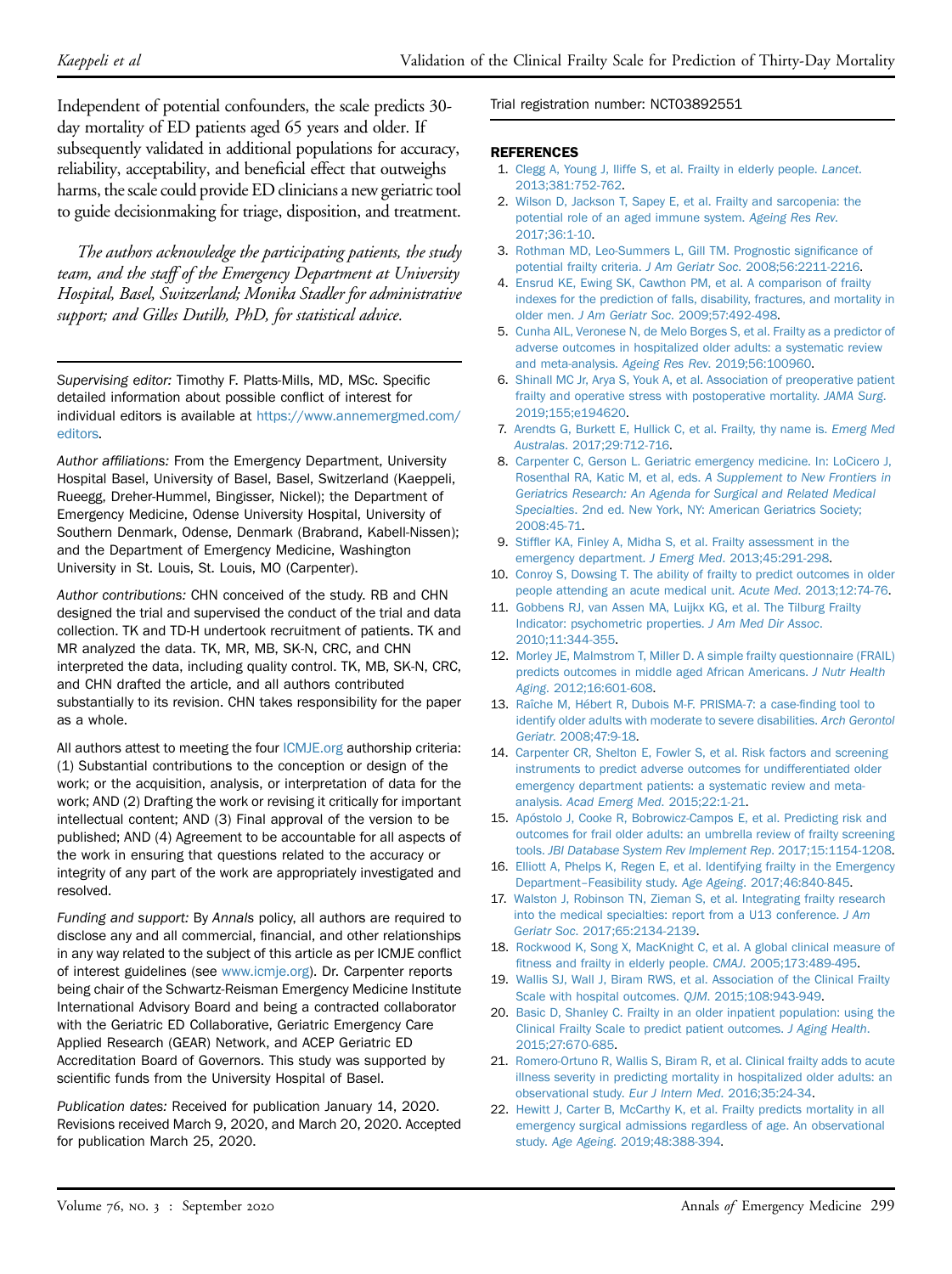Independent of potential confounders, the scale predicts 30-day mortality of ED patients aged 65 years and older. If subsequently validated in additional populations for accuracy, reliability, acceptability, and beneficial effect that outweighs harms, the scale could provide ED clinicians a new geriatric tool to guide decisionmaking for triage, disposition, and treatment.

*The authors acknowledge the participating patients, the study team, and the staff of the Emergency Department at University Hospital, Basel, Switzerland; Monika Stadler for administrative support; and Gilles Dutilh, PhD, for statistical advice.*

---

*Supervising editor:* Timothy F. Platts-Mills, MD, MSc. Specific detailed information about possible conflict of interest for individual editors is available at https://www.annemergmed.com/editors.

*Author affiliations:* From the Emergency Department, University Hospital Basel, University of Basel, Basel, Switzerland (Kaeppeli, Rueegg, Dreher-Hummel, Bingisser, Nickel); the Department of Emergency Medicine, Odense University Hospital, University of Southern Denmark, Odense, Denmark (Brabrand, Kabell-Nissen); and the Department of Emergency Medicine, Washington University in St. Louis, St. Louis, MO (Carpenter).

*Author contributions:* CHN conceived of the study. RB and CHN designed the trial and supervised the conduct of the trial and data collection. TK and TD-H undertook recruitment of patients. TK and MR analyzed the data. TK, MR, MB, SK-N, CRC, and CHN interpreted the data, including quality control. TK, MB, SK-N, CRC, and CHN drafted the article, and all authors contributed substantially to its revision. CHN takes responsibility for the paper as a whole.

All authors attest to meeting the four ICMJE.org authorship criteria: (1) Substantial contributions to the conception or design of the work; or the acquisition, analysis, or interpretation of data for the work; AND (2) Drafting the work or revising it critically for important intellectual content; AND (3) Final approval of the version to be published; AND (4) Agreement to be accountable for all aspects of the work in ensuring that questions related to the accuracy or integrity of any part of the work are appropriately investigated and resolved.

*Funding and support:* By *Annals* policy, all authors are required to disclose any and all commercial, financial, and other relationships in any way related to the subject of this article as per ICMJE conflict of interest guidelines (see www.icmje.org). Dr. Carpenter reports being chair of the Schwartz-Reisman Emergency Medicine Institute International Advisory Board and being a contracted collaborator with the Geriatric ED Collaborative, Geriatric Emergency Care Applied Research (GEAR) Network, and ACEP Geriatric ED Accreditation Board of Governors. This study was supported by scientific funds from the University Hospital of Basel.

*Publication dates:* Received for publication January 14, 2020. Revisions received March 9, 2020, and March 20, 2020. Accepted for publication March 25, 2020.

Trial registration number: NCT03892551

## REFERENCES

1. Clegg A, Young J, Iliffe S, et al. Frailty in elderly people. *Lancet*. 2013;381:752-762.
2. Wilson D, Jackson T, Sapey E, et al. Frailty and sarcopenia: the potential role of an aged immune system. *Ageing Res Rev*. 2017;36:1-10.
3. Rothman MD, Leo-Summers L, Gill TM. Prognostic significance of potential frailty criteria. *J Am Geriatr Soc*. 2008;56:2211-2216.
4. Ensrud KE, Ewing SK, Cawthon PM, et al. A comparison of frailty indexes for the prediction of falls, disability, fractures, and mortality in older men. *J Am Geriatr Soc*. 2009;57:492-498.
5. Cunha AIL, Veronese N, de Melo Borges S, et al. Frailty as a predictor of adverse outcomes in hospitalized older adults: a systematic review and meta-analysis. *Ageing Res Rev*. 2019;56:100960.
6. Shinall MC Jr, Arya S, Youk A, et al. Association of preoperative patient frailty and operative stress with postoperative mortality. *JAMA Surg*. 2019;155:e194620.
7. Arendts G, Burkett E, Hullick C, et al. Frailty, thy name is. *Emerg Med Australas*. 2017;29:712-716.
8. Carpenter C, Gerson L. Geriatric emergency medicine. In: LoCicero J, Rosenthal RA, Katic M, et al, eds. *A Supplement to New Frontiers in Geriatrics Research: An Agenda for Surgical and Related Medical Specialties*. 2nd ed. New York, NY: American Geriatrics Society; 2008:45-71.
9. Stiffler KA, Finley A, Midha S, et al. Frailty assessment in the emergency department. *J Emerg Med*. 2013;45:291-298.
10. Conroy S, Dowsing T. The ability of frailty to predict outcomes in older people attending an acute medical unit. *Acute Med*. 2013;12:74-76.
11. Gobbens RJ, van Assen MA, Luijkx KG, et al. The Tilburg Frailty Indicator: psychometric properties. *J Am Med Dir Assoc*. 2010;11:344-355.
12. Morley JE, Malmstrom T, Miller D. A simple frailty questionnaire (FRAIL) predicts outcomes in middle aged African Americans. *J Nutr Health Aging*. 2012;16:601-608.
13. Raîche M, Hébert R, Dubois M-F. PRISMA-7: a case-finding tool to identify older adults with moderate to severe disabilities. *Arch Gerontol Geriatr*. 2008;47:9-18.
14. Carpenter CR, Shelton E, Fowler S, et al. Risk factors and screening instruments to predict adverse outcomes for undifferentiated older emergency department patients: a systematic review and meta-analysis. *Acad Emerg Med*. 2015;22:1-21.
15. Apóstolo J, Cooke R, Bobrowicz-Campos E, et al. Predicting risk and outcomes for frail older adults: an umbrella review of frailty screening tools. *JBI Database System Rev Implement Rep*. 2017;15:1154-1208.
16. Elliott A, Phelps K, Regen E, et al. Identifying frailty in the Emergency Department–Feasibility study. *Age Ageing*. 2017;46:840-845.
17. Walston J, Robinson TN, Zieman S, et al. Integrating frailty research into the medical specialties: report from a U13 conference. *J Am Geriatr Soc*. 2017;65:2134-2139.
18. Rockwood K, Song X, MacKnight C, et al. A global clinical measure of fitness and frailty in elderly people. *CMAJ*. 2005;173:489-495.
19. Wallis SJ, Wall J, Biram RWS, et al. Association of the Clinical Frailty Scale with hospital outcomes. *QJM*. 2015;108:943-949.
20. Basic D, Shanley C. Frailty in an older inpatient population: using the Clinical Frailty Scale to predict patient outcomes. *J Aging Health*. 2015;27:670-685.
21. Romero-Ortuno R, Wallis S, Biram R, et al. Clinical frailty adds to acute illness severity in predicting mortality in hospitalized older adults: an observational study. *Eur J Intern Med*. 2016;35:24-34.
22. Hewitt J, Carter B, McCarthy K, et al. Frailty predicts mortality in all emergency surgical admissions regardless of age. An observational study. *Age Ageing*. 2019;48:388-394.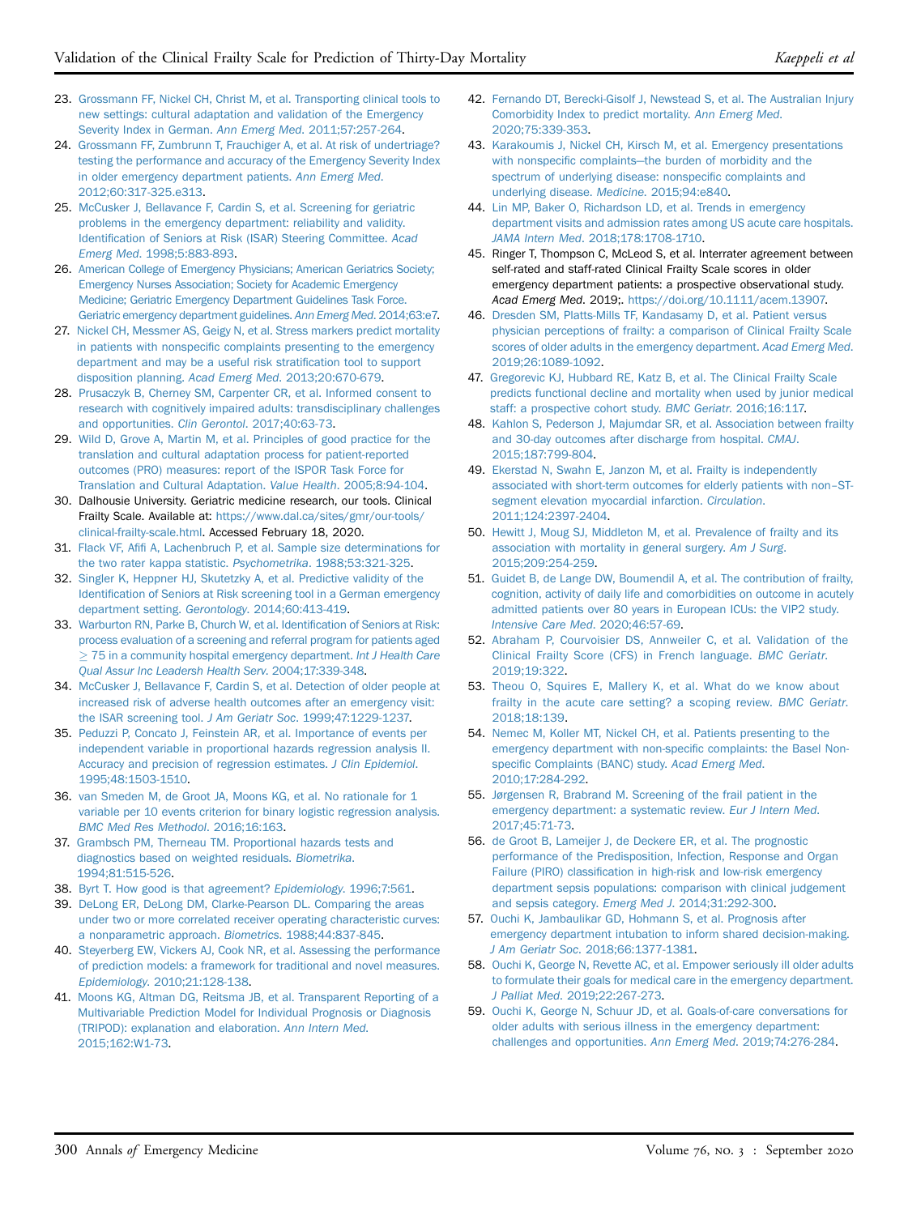23. Grossmann FF, Nickel CH, Christ M, et al. Transporting clinical tools to new settings: cultural adaptation and validation of the Emergency Severity Index in German. *Ann Emerg Med*. 2011;57:257-264.
24. Grossmann FF, Zumbrunn T, Frauchiger A, et al. At risk of undertriage? testing the performance and accuracy of the Emergency Severity Index in older emergency department patients. *Ann Emerg Med*. 2012;60:317-325.e313.
25. McCusker J, Bellavance F, Cardin S, et al. Screening for geriatric problems in the emergency department: reliability and validity. Identification of Seniors at Risk (ISAR) Steering Committee. *Acad Emerg Med*. 1998;5:883-893.
26. American College of Emergency Physicians; American Geriatrics Society; Emergency Nurses Association; Society for Academic Emergency Medicine; Geriatric Emergency Department Guidelines Task Force. Geriatric emergency department guidelines. *Ann Emerg Med*. 2014;63:e7.
27. Nickel CH, Messmer AS, Geigy N, et al. Stress markers predict mortality in patients with nonspecific complaints presenting to the emergency department and may be a useful risk stratification tool to support disposition planning. *Acad Emerg Med*. 2013;20:670-679.
28. Prusaczyk B, Cherney SM, Carpenter CR, et al. Informed consent to research with cognitively impaired adults: transdisciplinary challenges and opportunities. *Clin Gerontol*. 2017;40:63-73.
29. Wild D, Grove A, Martin M, et al. Principles of good practice for the translation and cultural adaptation process for patient-reported outcomes (PRO) measures: report of the ISPOR Task Force for Translation and Cultural Adaptation. *Value Health*. 2005;8:94-104.
30. Dalhousie University. Geriatric medicine research, our tools. Clinical Frailty Scale. Available at: https://www.dal.ca/sites/gmr/our-tools/clinical-frailty-scale.html. Accessed February 18, 2020.
31. Flack VF, Afifi A, Lachenbruch P, et al. Sample size determinations for the two rater kappa statistic. *Psychometrika*. 1988;53:321-325.
32. Singler K, Heppner HJ, Skutetzky A, et al. Predictive validity of the Identification of Seniors at Risk screening tool in a German emergency department setting. *Gerontology*. 2014;60:413-419.
33. Warburton RN, Parke B, Church W, et al. Identification of Seniors at Risk: process evaluation of a screening and referral program for patients aged ≥ 75 in a community hospital emergency department. *Int J Health Care Qual Assur Inc Leadersh Health Serv*. 2004;17:339-348.
34. McCusker J, Bellavance F, Cardin S, et al. Detection of older people at increased risk of adverse health outcomes after an emergency visit: the ISAR screening tool. *J Am Geriatr Soc*. 1999;47:1229-1237.
35. Peduzzi P, Concato J, Feinstein AR, et al. Importance of events per independent variable in proportional hazards regression analysis II. Accuracy and precision of regression estimates. *J Clin Epidemiol*. 1995;48:1503-1510.
36. van Smeden M, de Groot JA, Moons KG, et al. No rationale for 1 variable per 10 events criterion for binary logistic regression analysis. *BMC Med Res Methodol*. 2016;16:163.
37. Grambsch PM, Therneau TM. Proportional hazards tests and diagnostics based on weighted residuals. *Biometrika*. 1994;81:515-526.
38. Byrt T. How good is that agreement? *Epidemiology*. 1996;7:561.
39. DeLong ER, DeLong DM, Clarke-Pearson DL. Comparing the areas under two or more correlated receiver operating characteristic curves: a nonparametric approach. *Biometrics*. 1988;44:837-845.
40. Steyerberg EW, Vickers AJ, Cook NR, et al. Assessing the performance of prediction models: a framework for traditional and novel measures. *Epidemiology*. 2010;21:128-138.
41. Moons KG, Altman DG, Reitsma JB, et al. Transparent Reporting of a Multivariable Prediction Model for Individual Prognosis or Diagnosis (TRIPOD): explanation and elaboration. *Ann Intern Med*. 2015;162:W1-73.
42. Fernando DT, Berecki-Gisolf J, Newstead S, et al. The Australian Injury Comorbidity Index to predict mortality. *Ann Emerg Med*. 2020;75:339-353.
43. Karakoumis J, Nickel CH, Kirsch M, et al. Emergency presentations with nonspecific complaints—the burden of morbidity and the spectrum of underlying disease: nonspecific complaints and underlying disease. *Medicine*. 2015;94:e840.
44. Lin MP, Baker O, Richardson LD, et al. Trends in emergency department visits and admission rates among US acute care hospitals. *JAMA Intern Med*. 2018;178:1708-1710.
45. Ringer T, Thompson C, McLeod S, et al. Interrater agreement between self-rated and staff-rated Clinical Frailty Scale scores in older emergency department patients: a prospective observational study. *Acad Emerg Med*. 2019;. https://doi.org/10.1111/acem.13907.
46. Dresden SM, Platts-Mills TF, Kandasamy D, et al. Patient versus physician perceptions of frailty: a comparison of Clinical Frailty Scale scores of older adults in the emergency department. *Acad Emerg Med*. 2019;26:1089-1092.
47. Gregorevic KJ, Hubbard RE, Katz B, et al. The Clinical Frailty Scale predicts functional decline and mortality when used by junior medical staff: a prospective cohort study. *BMC Geriatr*. 2016;16:117.
48. Kahlon S, Pederson J, Majumdar SR, et al. Association between frailty and 30-day outcomes after discharge from hospital. *CMAJ*. 2015;187:799-804.
49. Ekerstad N, Swahn E, Janzon M, et al. Frailty is independently associated with short-term outcomes for elderly patients with non–ST-segment elevation myocardial infarction. *Circulation*. 2011;124:2397-2404.
50. Hewitt J, Moug SJ, Middleton M, et al. Prevalence of frailty and its association with mortality in general surgery. *Am J Surg*. 2015;209:254-259.
51. Guidet B, de Lange DW, Boumendil A, et al. The contribution of frailty, cognition, activity of daily life and comorbidities on outcome in acutely admitted patients over 80 years in European ICUs: the VIP2 study. *Intensive Care Med*. 2020;46:57-69.
52. Abraham P, Courvoisier DS, Annweiler C, et al. Validation of the Clinical Frailty Score (CFS) in French language. *BMC Geriatr*. 2019;19:322.
53. Theou O, Squires E, Mallery K, et al. What do we know about frailty in the acute care setting? a scoping review. *BMC Geriatr*. 2018;18:139.
54. Nemec M, Koller MT, Nickel CH, et al. Patients presenting to the emergency department with non-specific complaints: the Basel Non-specific Complaints (BANC) study. *Acad Emerg Med*. 2010;17:284-292.
55. Jørgensen R, Brabrand M. Screening of the frail patient in the emergency department: a systematic review. *Eur J Intern Med*. 2017;45:71-73.
56. de Groot B, Lameijer J, de Deckere ER, et al. The prognostic performance of the Predisposition, Infection, Response and Organ Failure (PIRO) classification in high-risk and low-risk emergency department sepsis populations: comparison with clinical judgement and sepsis category. *Emerg Med J*. 2014;31:292-300.
57. Ouchi K, Jambaulikar GD, Hohmann S, et al. Prognosis after emergency department intubation to inform shared decision-making. *J Am Geriatr Soc*. 2018;66:1377-1381.
58. Ouchi K, George N, Revette AC, et al. Empower seriously ill older adults to formulate their goals for medical care in the emergency department. *J Palliat Med*. 2019;22:267-273.
59. Ouchi K, George N, Schuur JD, et al. Goals-of-care conversations for older adults with serious illness in the emergency department: challenges and opportunities. *Ann Emerg Med*. 2019;74:276-284.